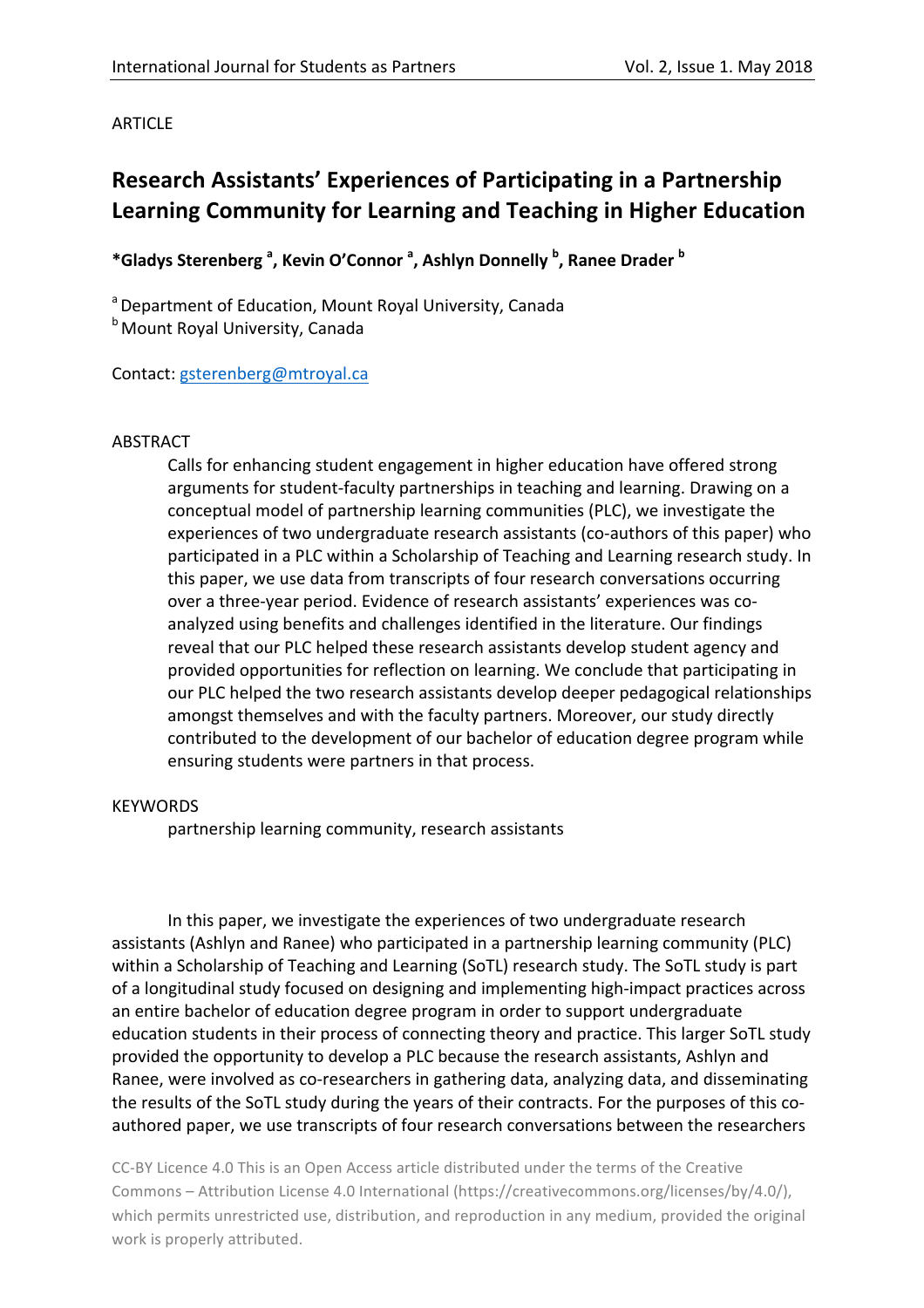ARTICLE

# Research Assistants' Experiences of Participating in a Partnership Learning Community for Learning and Teaching in Higher Education

**\*Gladys Sterenberg [a], Kevin O'Connor [a], Ashlyn Donnelly [b], Ranee Drader [b]**

[a] Department of Education, Mount Royal University, Canada
[b] Mount Royal University, Canada

Contact: gsterenberg@mtroyal.ca

## ABSTRACT

Calls for enhancing student engagement in higher education have offered strong arguments for student-faculty partnerships in teaching and learning. Drawing on a conceptual model of partnership learning communities (PLC), we investigate the experiences of two undergraduate research assistants (co-authors of this paper) who participated in a PLC within a Scholarship of Teaching and Learning research study. In this paper, we use data from transcripts of four research conversations occurring over a three-year period. Evidence of research assistants' experiences was co-analyzed using benefits and challenges identified in the literature. Our findings reveal that our PLC helped these research assistants develop student agency and provided opportunities for reflection on learning. We conclude that participating in our PLC helped the two research assistants develop deeper pedagogical relationships amongst themselves and with the faculty partners. Moreover, our study directly contributed to the development of our bachelor of education degree program while ensuring students were partners in that process.

## KEYWORDS

partnership learning community, research assistants

In this paper, we investigate the experiences of two undergraduate research assistants (Ashlyn and Ranee) who participated in a partnership learning community (PLC) within a Scholarship of Teaching and Learning (SoTL) research study. The SoTL study is part of a longitudinal study focused on designing and implementing high-impact practices across an entire bachelor of education degree program in order to support undergraduate education students in their process of connecting theory and practice. This larger SoTL study provided the opportunity to develop a PLC because the research assistants, Ashlyn and Ranee, were involved as co-researchers in gathering data, analyzing data, and disseminating the results of the SoTL study during the years of their contracts. For the purposes of this co-authored paper, we use transcripts of four research conversations between the researchers

CC-BY Licence 4.0 This is an Open Access article distributed under the terms of the Creative Commons – Attribution License 4.0 International (https://creativecommons.org/licenses/by/4.0/), which permits unrestricted use, distribution, and reproduction in any medium, provided the original work is properly attributed.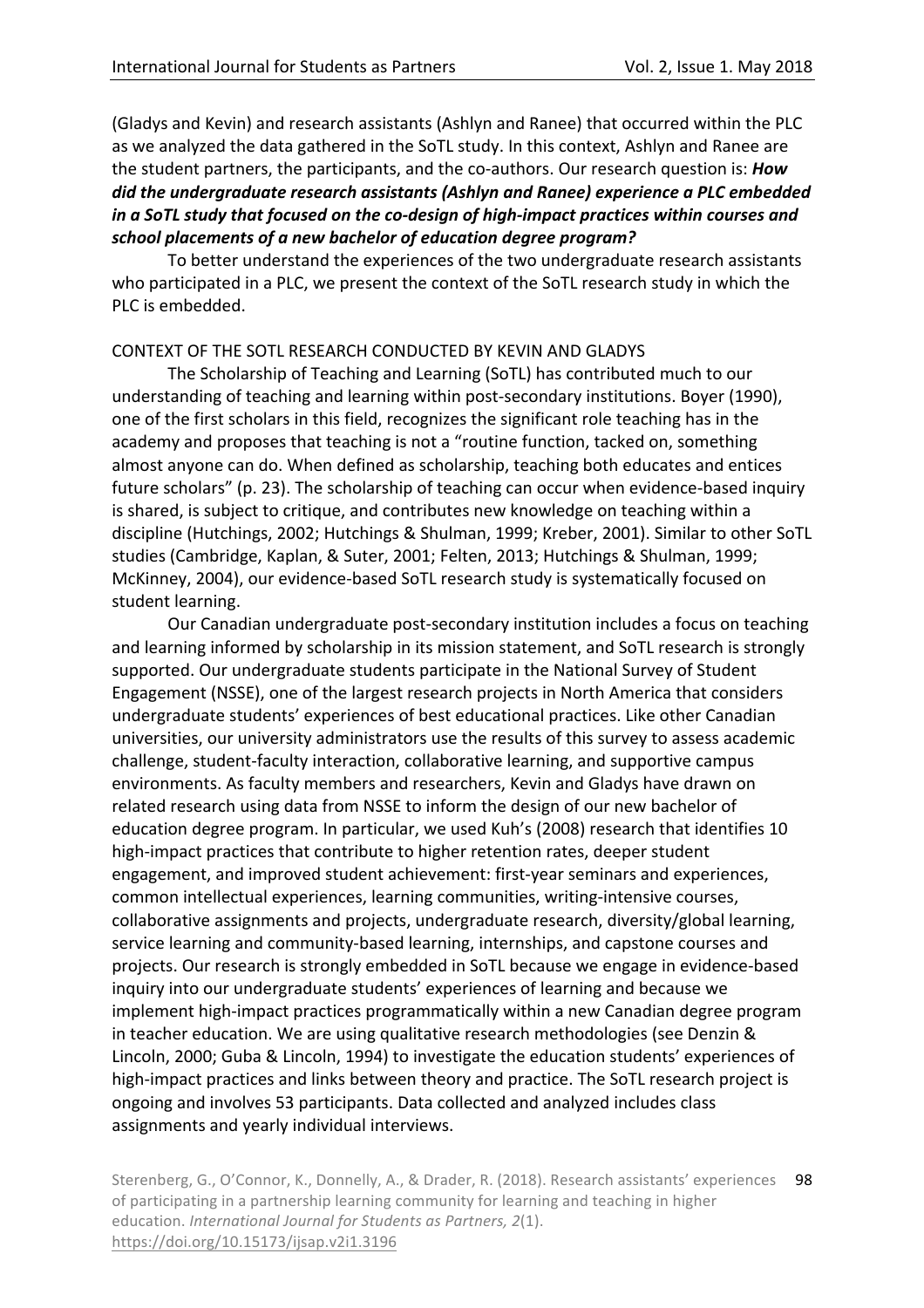(Gladys and Kevin) and research assistants (Ashlyn and Ranee) that occurred within the PLC as we analyzed the data gathered in the SoTL study. In this context, Ashlyn and Ranee are the student partners, the participants, and the co-authors. Our research question is: ***How did the undergraduate research assistants (Ashlyn and Ranee) experience a PLC embedded in a SoTL study that focused on the co-design of high-impact practices within courses and school placements of a new bachelor of education degree program?***

To better understand the experiences of the two undergraduate research assistants who participated in a PLC, we present the context of the SoTL research study in which the PLC is embedded.

## CONTEXT OF THE SOTL RESEARCH CONDUCTED BY KEVIN AND GLADYS

The Scholarship of Teaching and Learning (SoTL) has contributed much to our understanding of teaching and learning within post-secondary institutions. Boyer (1990), one of the first scholars in this field, recognizes the significant role teaching has in the academy and proposes that teaching is not a "routine function, tacked on, something almost anyone can do. When defined as scholarship, teaching both educates and entices future scholars" (p. 23). The scholarship of teaching can occur when evidence-based inquiry is shared, is subject to critique, and contributes new knowledge on teaching within a discipline (Hutchings, 2002; Hutchings & Shulman, 1999; Kreber, 2001). Similar to other SoTL studies (Cambridge, Kaplan, & Suter, 2001; Felten, 2013; Hutchings & Shulman, 1999; McKinney, 2004), our evidence-based SoTL research study is systematically focused on student learning.

Our Canadian undergraduate post-secondary institution includes a focus on teaching and learning informed by scholarship in its mission statement, and SoTL research is strongly supported. Our undergraduate students participate in the National Survey of Student Engagement (NSSE), one of the largest research projects in North America that considers undergraduate students' experiences of best educational practices. Like other Canadian universities, our university administrators use the results of this survey to assess academic challenge, student-faculty interaction, collaborative learning, and supportive campus environments. As faculty members and researchers, Kevin and Gladys have drawn on related research using data from NSSE to inform the design of our new bachelor of education degree program. In particular, we used Kuh's (2008) research that identifies 10 high-impact practices that contribute to higher retention rates, deeper student engagement, and improved student achievement: first-year seminars and experiences, common intellectual experiences, learning communities, writing-intensive courses, collaborative assignments and projects, undergraduate research, diversity/global learning, service learning and community-based learning, internships, and capstone courses and projects. Our research is strongly embedded in SoTL because we engage in evidence-based inquiry into our undergraduate students' experiences of learning and because we implement high-impact practices programmatically within a new Canadian degree program in teacher education. We are using qualitative research methodologies (see Denzin & Lincoln, 2000; Guba & Lincoln, 1994) to investigate the education students' experiences of high-impact practices and links between theory and practice. The SoTL research project is ongoing and involves 53 participants. Data collected and analyzed includes class assignments and yearly individual interviews.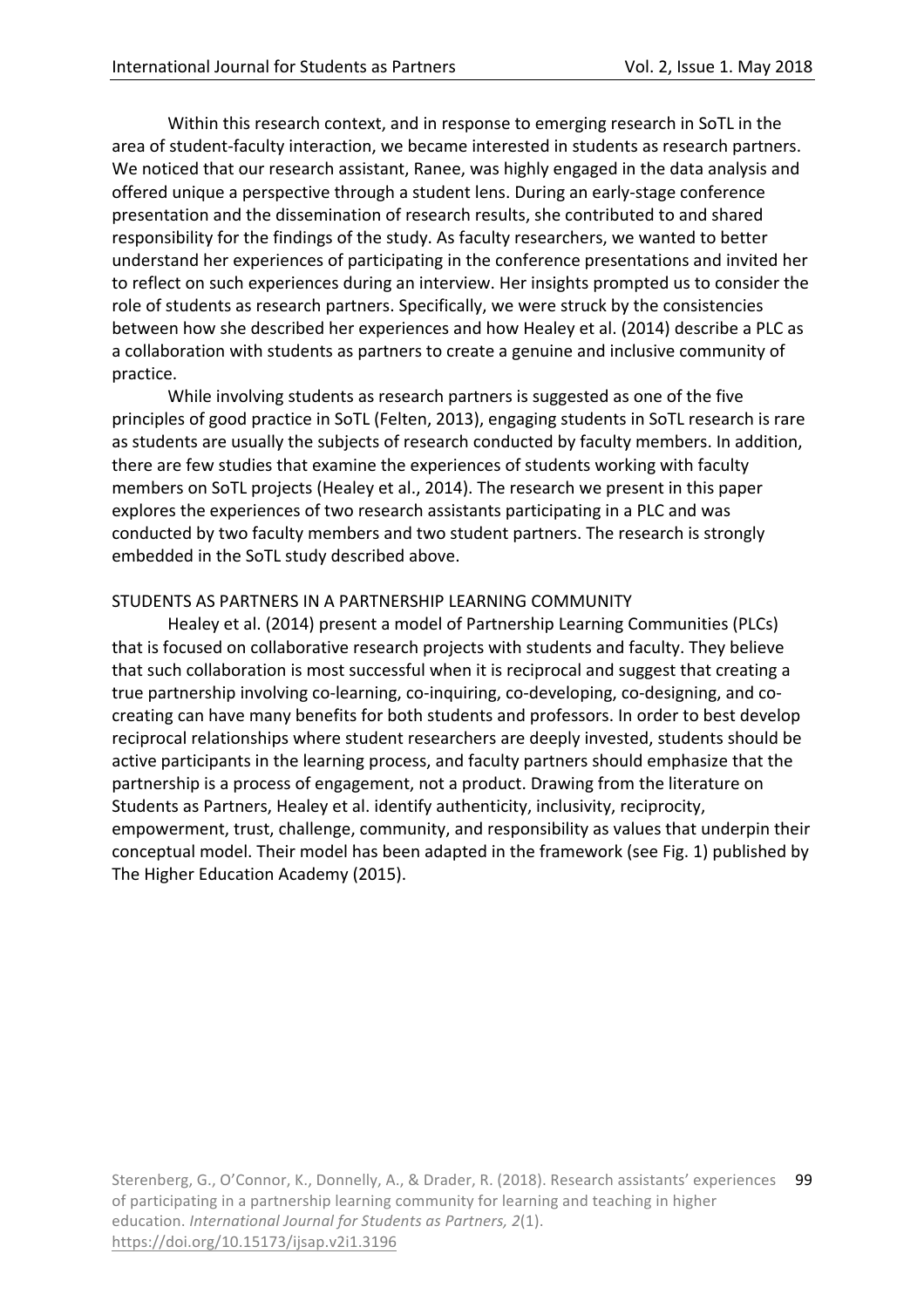Within this research context, and in response to emerging research in SoTL in the area of student-faculty interaction, we became interested in students as research partners. We noticed that our research assistant, Ranee, was highly engaged in the data analysis and offered unique a perspective through a student lens. During an early-stage conference presentation and the dissemination of research results, she contributed to and shared responsibility for the findings of the study. As faculty researchers, we wanted to better understand her experiences of participating in the conference presentations and invited her to reflect on such experiences during an interview. Her insights prompted us to consider the role of students as research partners. Specifically, we were struck by the consistencies between how she described her experiences and how Healey et al. (2014) describe a PLC as a collaboration with students as partners to create a genuine and inclusive community of practice.

While involving students as research partners is suggested as one of the five principles of good practice in SoTL (Felten, 2013), engaging students in SoTL research is rare as students are usually the subjects of research conducted by faculty members. In addition, there are few studies that examine the experiences of students working with faculty members on SoTL projects (Healey et al., 2014). The research we present in this paper explores the experiences of two research assistants participating in a PLC and was conducted by two faculty members and two student partners. The research is strongly embedded in the SoTL study described above.

## STUDENTS AS PARTNERS IN A PARTNERSHIP LEARNING COMMUNITY

Healey et al. (2014) present a model of Partnership Learning Communities (PLCs) that is focused on collaborative research projects with students and faculty. They believe that such collaboration is most successful when it is reciprocal and suggest that creating a true partnership involving co-learning, co-inquiring, co-developing, co-designing, and co-creating can have many benefits for both students and professors. In order to best develop reciprocal relationships where student researchers are deeply invested, students should be active participants in the learning process, and faculty partners should emphasize that the partnership is a process of engagement, not a product. Drawing from the literature on Students as Partners, Healey et al. identify authenticity, inclusivity, reciprocity, empowerment, trust, challenge, community, and responsibility as values that underpin their conceptual model. Their model has been adapted in the framework (see Fig. 1) published by The Higher Education Academy (2015).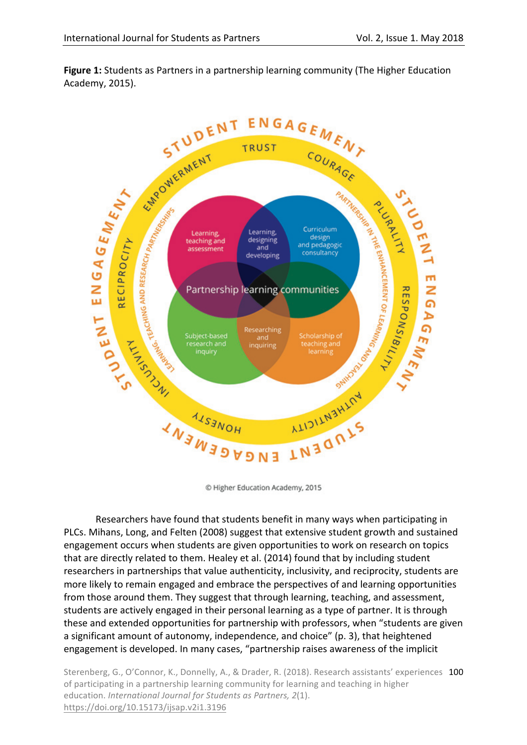**Figure 1:** Students as Partners in a partnership learning community (The Higher Education Academy, 2015).

Researchers have found that students benefit in many ways when participating in PLCs. Mihans, Long, and Felten (2008) suggest that extensive student growth and sustained engagement occurs when students are given opportunities to work on research on topics that are directly related to them. Healey et al. (2014) found that by including student researchers in partnerships that value authenticity, inclusivity, and reciprocity, students are more likely to remain engaged and embrace the perspectives of and learning opportunities from those around them. They suggest that through learning, teaching, and assessment, students are actively engaged in their personal learning as a type of partner. It is through these and extended opportunities for partnership with professors, when "students are given a significant amount of autonomy, independence, and choice" (p. 3), that heightened engagement is developed. In many cases, "partnership raises awareness of the implicit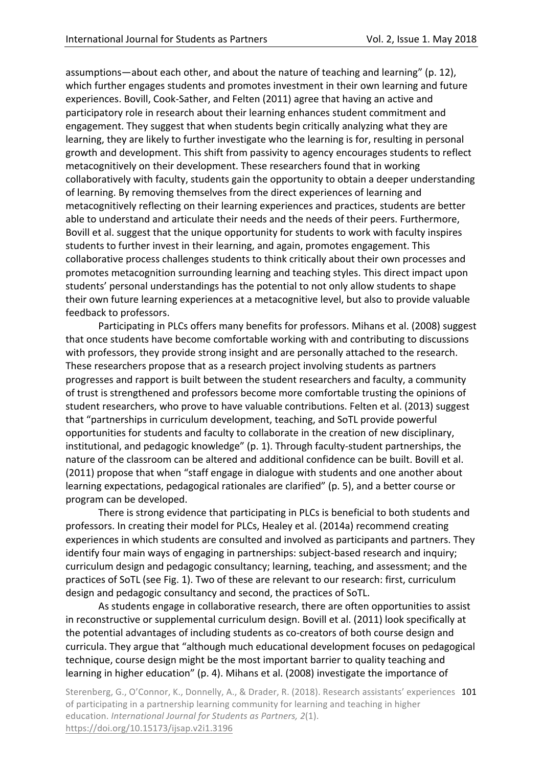assumptions—about each other, and about the nature of teaching and learning" (p. 12), which further engages students and promotes investment in their own learning and future experiences. Bovill, Cook-Sather, and Felten (2011) agree that having an active and participatory role in research about their learning enhances student commitment and engagement. They suggest that when students begin critically analyzing what they are learning, they are likely to further investigate who the learning is for, resulting in personal growth and development. This shift from passivity to agency encourages students to reflect metacognitively on their development. These researchers found that in working collaboratively with faculty, students gain the opportunity to obtain a deeper understanding of learning. By removing themselves from the direct experiences of learning and metacognitively reflecting on their learning experiences and practices, students are better able to understand and articulate their needs and the needs of their peers. Furthermore, Bovill et al. suggest that the unique opportunity for students to work with faculty inspires students to further invest in their learning, and again, promotes engagement. This collaborative process challenges students to think critically about their own processes and promotes metacognition surrounding learning and teaching styles. This direct impact upon students' personal understandings has the potential to not only allow students to shape their own future learning experiences at a metacognitive level, but also to provide valuable feedback to professors.

Participating in PLCs offers many benefits for professors. Mihans et al. (2008) suggest that once students have become comfortable working with and contributing to discussions with professors, they provide strong insight and are personally attached to the research. These researchers propose that as a research project involving students as partners progresses and rapport is built between the student researchers and faculty, a community of trust is strengthened and professors become more comfortable trusting the opinions of student researchers, who prove to have valuable contributions. Felten et al. (2013) suggest that "partnerships in curriculum development, teaching, and SoTL provide powerful opportunities for students and faculty to collaborate in the creation of new disciplinary, institutional, and pedagogic knowledge" (p. 1). Through faculty-student partnerships, the nature of the classroom can be altered and additional confidence can be built. Bovill et al. (2011) propose that when "staff engage in dialogue with students and one another about learning expectations, pedagogical rationales are clarified" (p. 5), and a better course or program can be developed.

There is strong evidence that participating in PLCs is beneficial to both students and professors. In creating their model for PLCs, Healey et al. (2014a) recommend creating experiences in which students are consulted and involved as participants and partners. They identify four main ways of engaging in partnerships: subject-based research and inquiry; curriculum design and pedagogic consultancy; learning, teaching, and assessment; and the practices of SoTL (see Fig. 1). Two of these are relevant to our research: first, curriculum design and pedagogic consultancy and second, the practices of SoTL.

As students engage in collaborative research, there are often opportunities to assist in reconstructive or supplemental curriculum design. Bovill et al. (2011) look specifically at the potential advantages of including students as co-creators of both course design and curricula. They argue that "although much educational development focuses on pedagogical technique, course design might be the most important barrier to quality teaching and learning in higher education" (p. 4). Mihans et al. (2008) investigate the importance of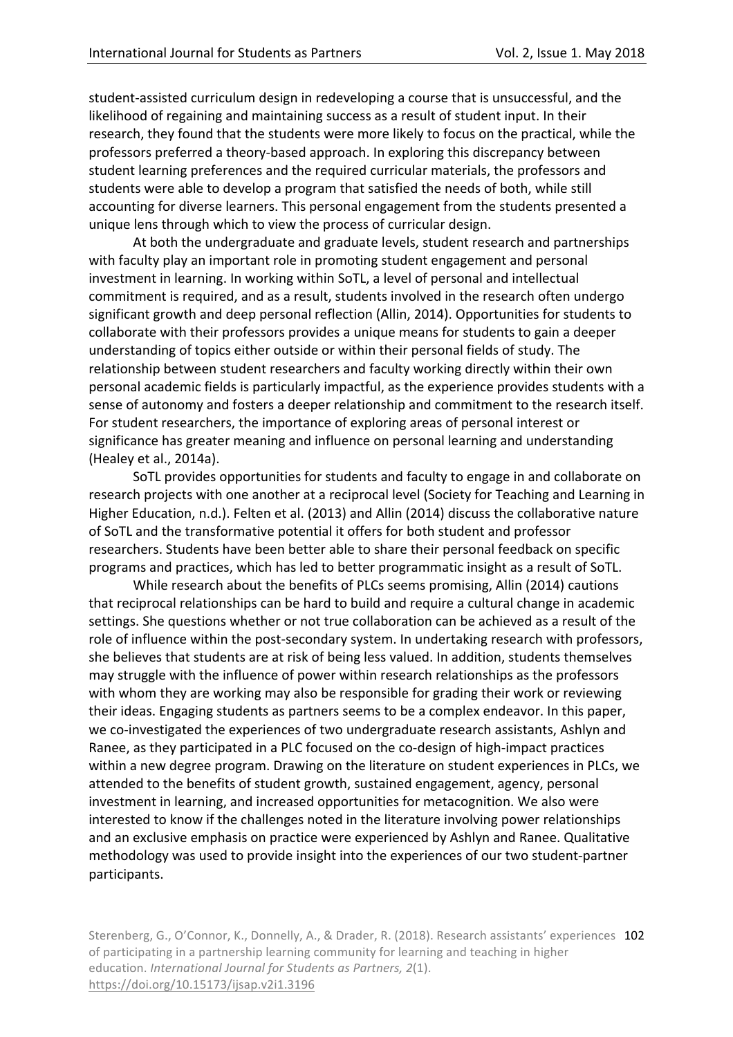student-assisted curriculum design in redeveloping a course that is unsuccessful, and the likelihood of regaining and maintaining success as a result of student input. In their research, they found that the students were more likely to focus on the practical, while the professors preferred a theory-based approach. In exploring this discrepancy between student learning preferences and the required curricular materials, the professors and students were able to develop a program that satisfied the needs of both, while still accounting for diverse learners. This personal engagement from the students presented a unique lens through which to view the process of curricular design.

At both the undergraduate and graduate levels, student research and partnerships with faculty play an important role in promoting student engagement and personal investment in learning. In working within SoTL, a level of personal and intellectual commitment is required, and as a result, students involved in the research often undergo significant growth and deep personal reflection (Allin, 2014). Opportunities for students to collaborate with their professors provides a unique means for students to gain a deeper understanding of topics either outside or within their personal fields of study. The relationship between student researchers and faculty working directly within their own personal academic fields is particularly impactful, as the experience provides students with a sense of autonomy and fosters a deeper relationship and commitment to the research itself. For student researchers, the importance of exploring areas of personal interest or significance has greater meaning and influence on personal learning and understanding (Healey et al., 2014a).

SoTL provides opportunities for students and faculty to engage in and collaborate on research projects with one another at a reciprocal level (Society for Teaching and Learning in Higher Education, n.d.). Felten et al. (2013) and Allin (2014) discuss the collaborative nature of SoTL and the transformative potential it offers for both student and professor researchers. Students have been better able to share their personal feedback on specific programs and practices, which has led to better programmatic insight as a result of SoTL.

While research about the benefits of PLCs seems promising, Allin (2014) cautions that reciprocal relationships can be hard to build and require a cultural change in academic settings. She questions whether or not true collaboration can be achieved as a result of the role of influence within the post-secondary system. In undertaking research with professors, she believes that students are at risk of being less valued. In addition, students themselves may struggle with the influence of power within research relationships as the professors with whom they are working may also be responsible for grading their work or reviewing their ideas. Engaging students as partners seems to be a complex endeavor. In this paper, we co-investigated the experiences of two undergraduate research assistants, Ashlyn and Ranee, as they participated in a PLC focused on the co-design of high-impact practices within a new degree program. Drawing on the literature on student experiences in PLCs, we attended to the benefits of student growth, sustained engagement, agency, personal investment in learning, and increased opportunities for metacognition. We also were interested to know if the challenges noted in the literature involving power relationships and an exclusive emphasis on practice were experienced by Ashlyn and Ranee. Qualitative methodology was used to provide insight into the experiences of our two student-partner participants.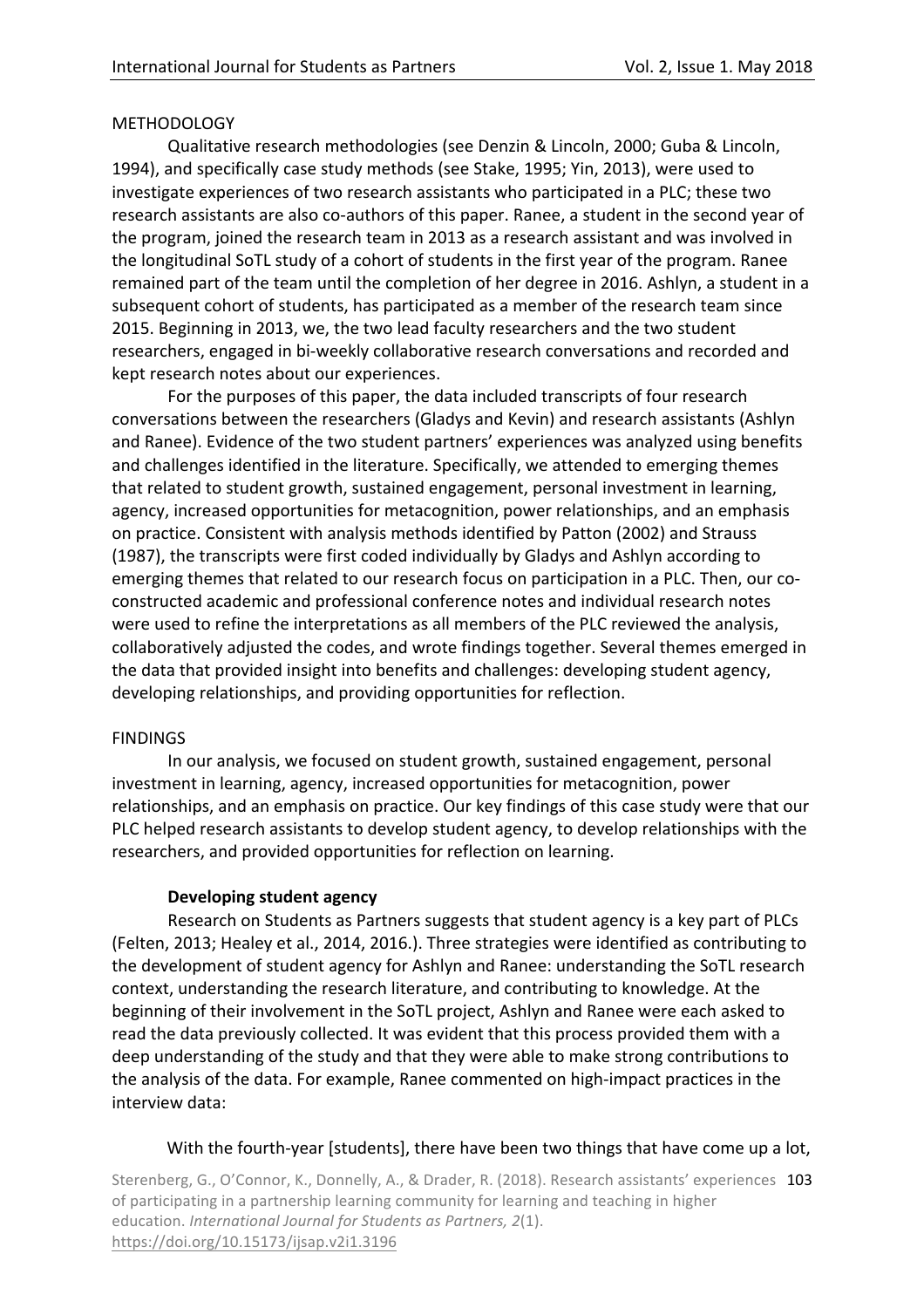METHODOLOGY

Qualitative research methodologies (see Denzin & Lincoln, 2000; Guba & Lincoln, 1994), and specifically case study methods (see Stake, 1995; Yin, 2013), were used to investigate experiences of two research assistants who participated in a PLC; these two research assistants are also co-authors of this paper. Ranee, a student in the second year of the program, joined the research team in 2013 as a research assistant and was involved in the longitudinal SoTL study of a cohort of students in the first year of the program. Ranee remained part of the team until the completion of her degree in 2016. Ashlyn, a student in a subsequent cohort of students, has participated as a member of the research team since 2015. Beginning in 2013, we, the two lead faculty researchers and the two student researchers, engaged in bi-weekly collaborative research conversations and recorded and kept research notes about our experiences.

For the purposes of this paper, the data included transcripts of four research conversations between the researchers (Gladys and Kevin) and research assistants (Ashlyn and Ranee). Evidence of the two student partners' experiences was analyzed using benefits and challenges identified in the literature. Specifically, we attended to emerging themes that related to student growth, sustained engagement, personal investment in learning, agency, increased opportunities for metacognition, power relationships, and an emphasis on practice. Consistent with analysis methods identified by Patton (2002) and Strauss (1987), the transcripts were first coded individually by Gladys and Ashlyn according to emerging themes that related to our research focus on participation in a PLC. Then, our co-constructed academic and professional conference notes and individual research notes were used to refine the interpretations as all members of the PLC reviewed the analysis, collaboratively adjusted the codes, and wrote findings together. Several themes emerged in the data that provided insight into benefits and challenges: developing student agency, developing relationships, and providing opportunities for reflection.

FINDINGS

In our analysis, we focused on student growth, sustained engagement, personal investment in learning, agency, increased opportunities for metacognition, power relationships, and an emphasis on practice. Our key findings of this case study were that our PLC helped research assistants to develop student agency, to develop relationships with the researchers, and provided opportunities for reflection on learning.

**Developing student agency**

Research on Students as Partners suggests that student agency is a key part of PLCs (Felten, 2013; Healey et al., 2014, 2016.). Three strategies were identified as contributing to the development of student agency for Ashlyn and Ranee: understanding the SoTL research context, understanding the research literature, and contributing to knowledge. At the beginning of their involvement in the SoTL project, Ashlyn and Ranee were each asked to read the data previously collected. It was evident that this process provided them with a deep understanding of the study and that they were able to make strong contributions to the analysis of the data. For example, Ranee commented on high-impact practices in the interview data:

With the fourth-year [students], there have been two things that have come up a lot,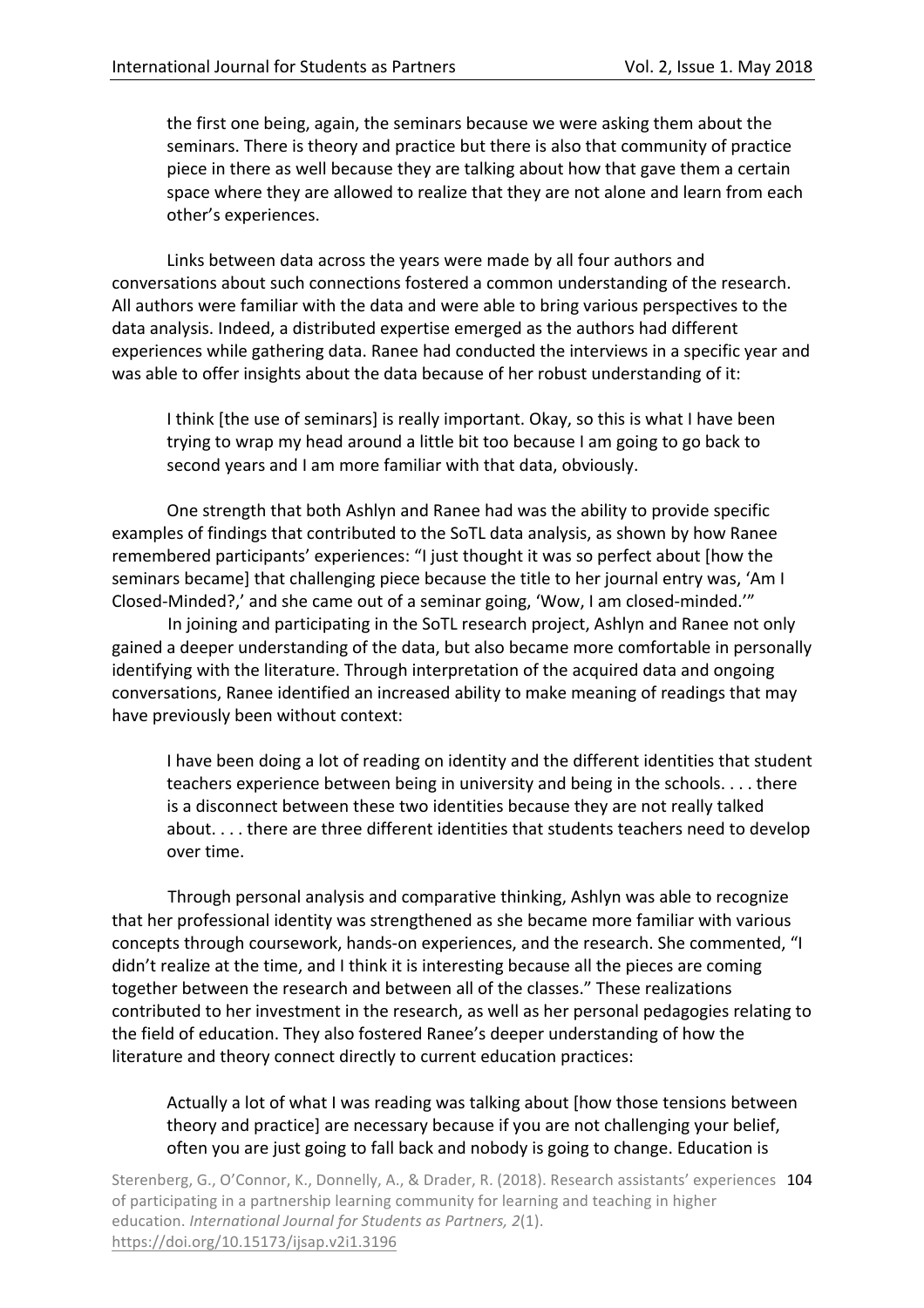> the first one being, again, the seminars because we were asking them about the seminars. There is theory and practice but there is also that community of practice piece in there as well because they are talking about how that gave them a certain space where they are allowed to realize that they are not alone and learn from each other's experiences.

Links between data across the years were made by all four authors and conversations about such connections fostered a common understanding of the research. All authors were familiar with the data and were able to bring various perspectives to the data analysis. Indeed, a distributed expertise emerged as the authors had different experiences while gathering data. Ranee had conducted the interviews in a specific year and was able to offer insights about the data because of her robust understanding of it:

> I think [the use of seminars] is really important. Okay, so this is what I have been trying to wrap my head around a little bit too because I am going to go back to second years and I am more familiar with that data, obviously.

One strength that both Ashlyn and Ranee had was the ability to provide specific examples of findings that contributed to the SoTL data analysis, as shown by how Ranee remembered participants' experiences: "I just thought it was so perfect about [how the seminars became] that challenging piece because the title to her journal entry was, 'Am I Closed-Minded?,' and she came out of a seminar going, 'Wow, I am closed-minded.'"

In joining and participating in the SoTL research project, Ashlyn and Ranee not only gained a deeper understanding of the data, but also became more comfortable in personally identifying with the literature. Through interpretation of the acquired data and ongoing conversations, Ranee identified an increased ability to make meaning of readings that may have previously been without context:

> I have been doing a lot of reading on identity and the different identities that student teachers experience between being in university and being in the schools. . . . there is a disconnect between these two identities because they are not really talked about. . . . there are three different identities that students teachers need to develop over time.

Through personal analysis and comparative thinking, Ashlyn was able to recognize that her professional identity was strengthened as she became more familiar with various concepts through coursework, hands-on experiences, and the research. She commented, "I didn't realize at the time, and I think it is interesting because all the pieces are coming together between the research and between all of the classes." These realizations contributed to her investment in the research, as well as her personal pedagogies relating to the field of education. They also fostered Ranee's deeper understanding of how the literature and theory connect directly to current education practices:

> Actually a lot of what I was reading was talking about [how those tensions between theory and practice] are necessary because if you are not challenging your belief, often you are just going to fall back and nobody is going to change. Education is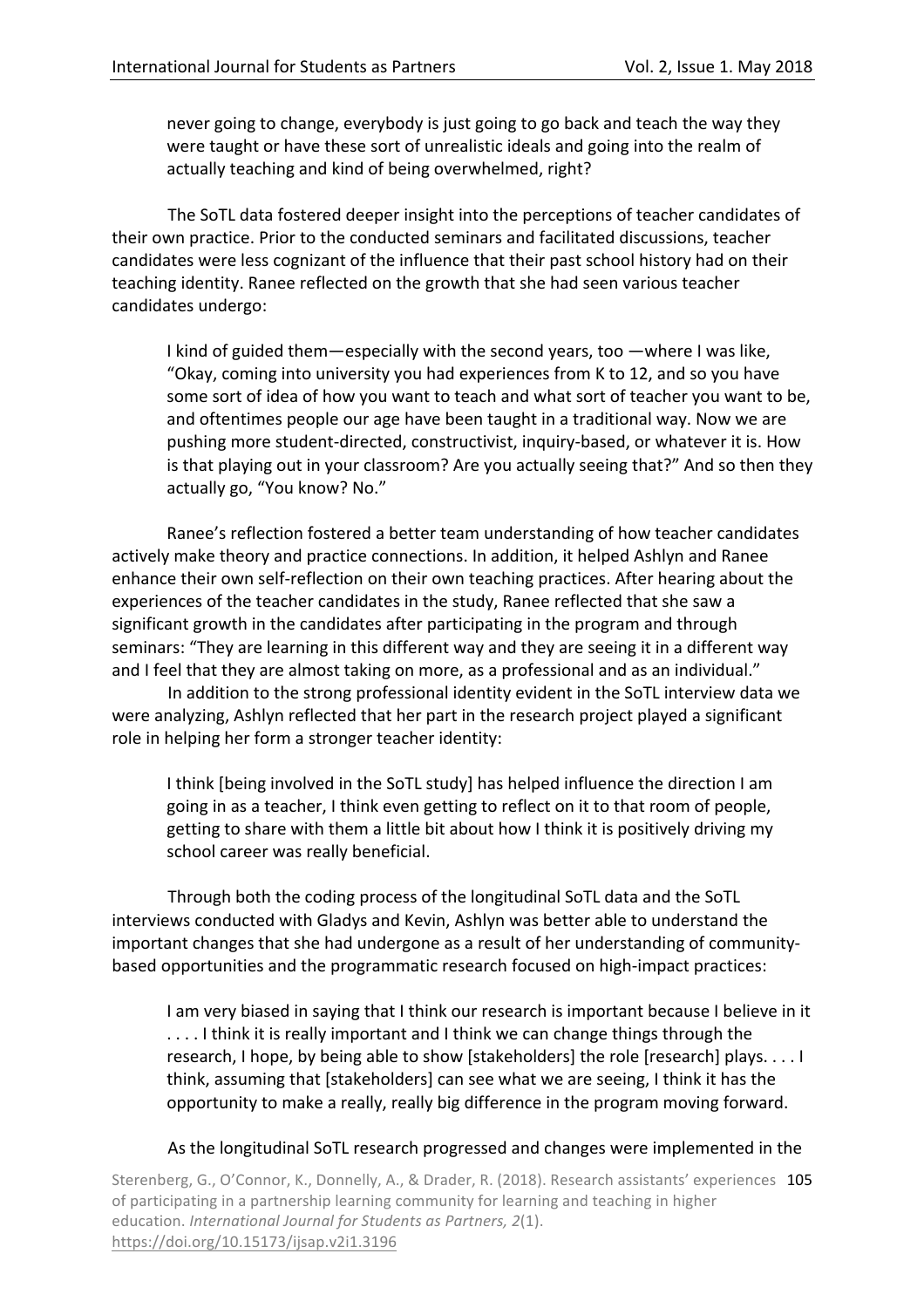> never going to change, everybody is just going to go back and teach the way they were taught or have these sort of unrealistic ideals and going into the realm of actually teaching and kind of being overwhelmed, right?

The SoTL data fostered deeper insight into the perceptions of teacher candidates of their own practice. Prior to the conducted seminars and facilitated discussions, teacher candidates were less cognizant of the influence that their past school history had on their teaching identity. Ranee reflected on the growth that she had seen various teacher candidates undergo:

> I kind of guided them—especially with the second years, too —where I was like, "Okay, coming into university you had experiences from K to 12, and so you have some sort of idea of how you want to teach and what sort of teacher you want to be, and oftentimes people our age have been taught in a traditional way. Now we are pushing more student-directed, constructivist, inquiry-based, or whatever it is. How is that playing out in your classroom? Are you actually seeing that?" And so then they actually go, "You know? No."

Ranee's reflection fostered a better team understanding of how teacher candidates actively make theory and practice connections. In addition, it helped Ashlyn and Ranee enhance their own self-reflection on their own teaching practices. After hearing about the experiences of the teacher candidates in the study, Ranee reflected that she saw a significant growth in the candidates after participating in the program and through seminars: "They are learning in this different way and they are seeing it in a different way and I feel that they are almost taking on more, as a professional and as an individual."

In addition to the strong professional identity evident in the SoTL interview data we were analyzing, Ashlyn reflected that her part in the research project played a significant role in helping her form a stronger teacher identity:

> I think [being involved in the SoTL study] has helped influence the direction I am going in as a teacher, I think even getting to reflect on it to that room of people, getting to share with them a little bit about how I think it is positively driving my school career was really beneficial.

Through both the coding process of the longitudinal SoTL data and the SoTL interviews conducted with Gladys and Kevin, Ashlyn was better able to understand the important changes that she had undergone as a result of her understanding of community-based opportunities and the programmatic research focused on high-impact practices:

> I am very biased in saying that I think our research is important because I believe in it . . . . I think it is really important and I think we can change things through the research, I hope, by being able to show [stakeholders] the role [research] plays. . . . I think, assuming that [stakeholders] can see what we are seeing, I think it has the opportunity to make a really, really big difference in the program moving forward.

As the longitudinal SoTL research progressed and changes were implemented in the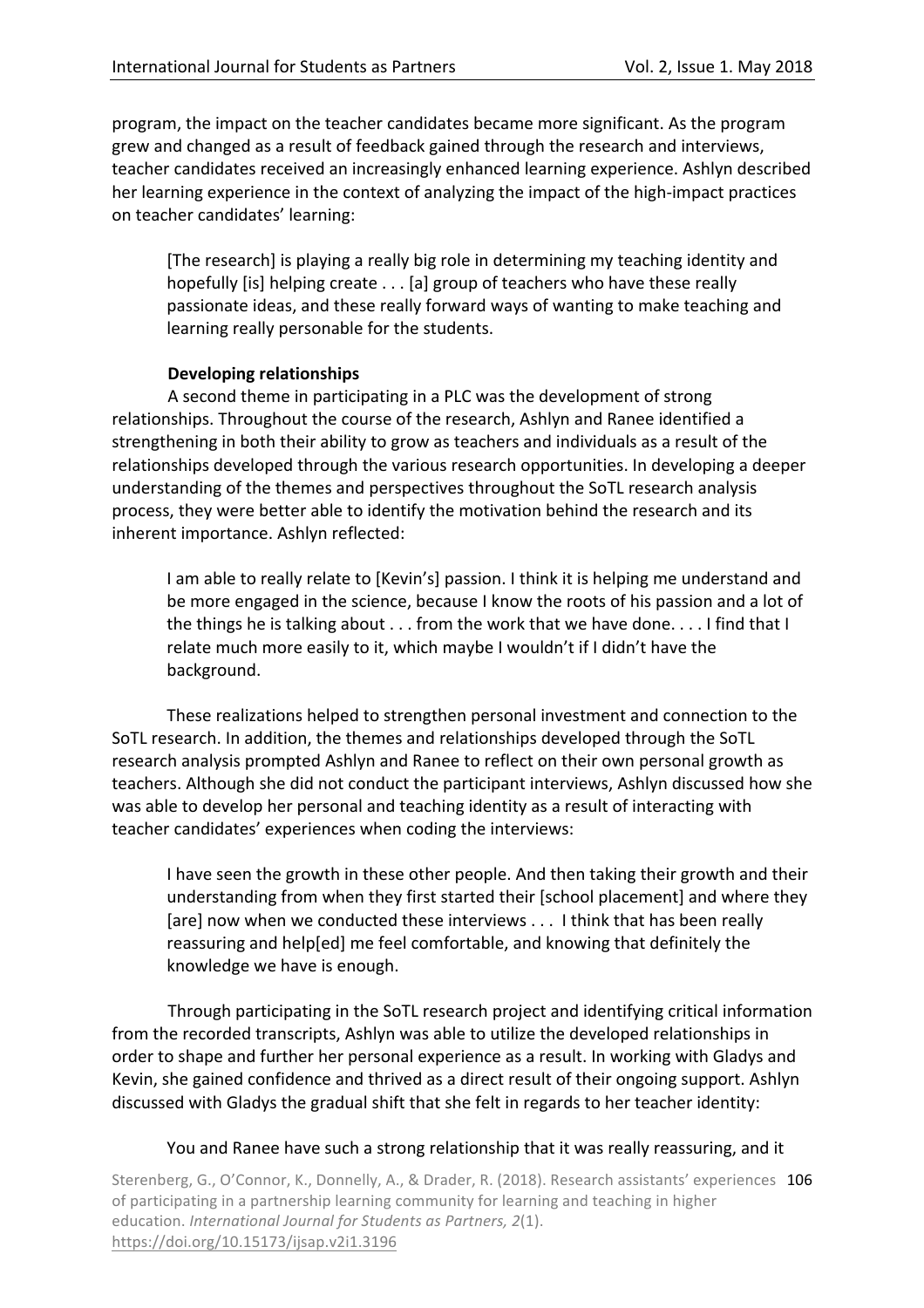program, the impact on the teacher candidates became more significant. As the program grew and changed as a result of feedback gained through the research and interviews, teacher candidates received an increasingly enhanced learning experience. Ashlyn described her learning experience in the context of analyzing the impact of the high-impact practices on teacher candidates' learning:

> [The research] is playing a really big role in determining my teaching identity and hopefully [is] helping create . . . [a] group of teachers who have these really passionate ideas, and these really forward ways of wanting to make teaching and learning really personable for the students.

### Developing relationships

A second theme in participating in a PLC was the development of strong relationships. Throughout the course of the research, Ashlyn and Ranee identified a strengthening in both their ability to grow as teachers and individuals as a result of the relationships developed through the various research opportunities. In developing a deeper understanding of the themes and perspectives throughout the SoTL research analysis process, they were better able to identify the motivation behind the research and its inherent importance. Ashlyn reflected:

> I am able to really relate to [Kevin's] passion. I think it is helping me understand and be more engaged in the science, because I know the roots of his passion and a lot of the things he is talking about . . . from the work that we have done. . . . I find that I relate much more easily to it, which maybe I wouldn't if I didn't have the background.

These realizations helped to strengthen personal investment and connection to the SoTL research. In addition, the themes and relationships developed through the SoTL research analysis prompted Ashlyn and Ranee to reflect on their own personal growth as teachers. Although she did not conduct the participant interviews, Ashlyn discussed how she was able to develop her personal and teaching identity as a result of interacting with teacher candidates' experiences when coding the interviews:

> I have seen the growth in these other people. And then taking their growth and their understanding from when they first started their [school placement] and where they [are] now when we conducted these interviews . . . I think that has been really reassuring and help[ed] me feel comfortable, and knowing that definitely the knowledge we have is enough.

Through participating in the SoTL research project and identifying critical information from the recorded transcripts, Ashlyn was able to utilize the developed relationships in order to shape and further her personal experience as a result. In working with Gladys and Kevin, she gained confidence and thrived as a direct result of their ongoing support. Ashlyn discussed with Gladys the gradual shift that she felt in regards to her teacher identity:

> You and Ranee have such a strong relationship that it was really reassuring, and it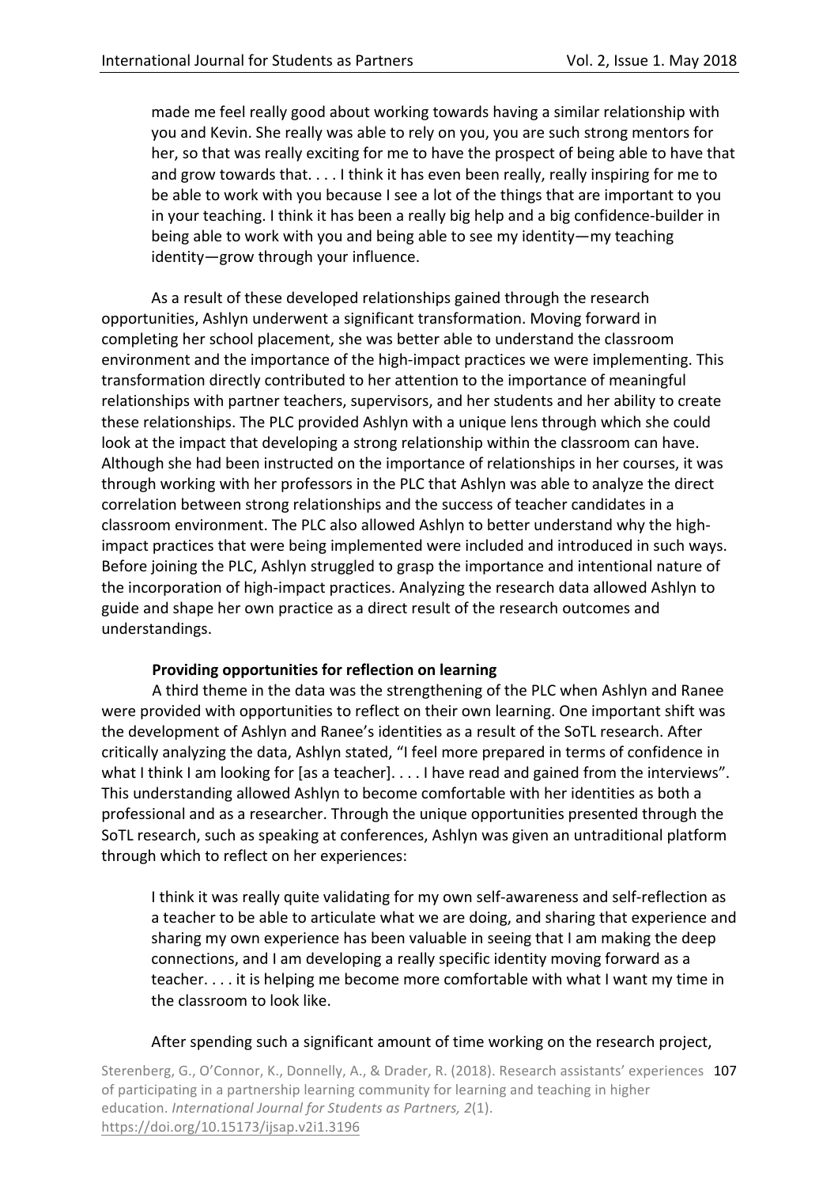> made me feel really good about working towards having a similar relationship with you and Kevin. She really was able to rely on you, you are such strong mentors for her, so that was really exciting for me to have the prospect of being able to have that and grow towards that. . . . I think it has even been really, really inspiring for me to be able to work with you because I see a lot of the things that are important to you in your teaching. I think it has been a really big help and a big confidence-builder in being able to work with you and being able to see my identity—my teaching identity—grow through your influence.

As a result of these developed relationships gained through the research opportunities, Ashlyn underwent a significant transformation. Moving forward in completing her school placement, she was better able to understand the classroom environment and the importance of the high-impact practices we were implementing. This transformation directly contributed to her attention to the importance of meaningful relationships with partner teachers, supervisors, and her students and her ability to create these relationships. The PLC provided Ashlyn with a unique lens through which she could look at the impact that developing a strong relationship within the classroom can have. Although she had been instructed on the importance of relationships in her courses, it was through working with her professors in the PLC that Ashlyn was able to analyze the direct correlation between strong relationships and the success of teacher candidates in a classroom environment. The PLC also allowed Ashlyn to better understand why the high-impact practices that were being implemented were included and introduced in such ways. Before joining the PLC, Ashlyn struggled to grasp the importance and intentional nature of the incorporation of high-impact practices. Analyzing the research data allowed Ashlyn to guide and shape her own practice as a direct result of the research outcomes and understandings.

**Providing opportunities for reflection on learning**

A third theme in the data was the strengthening of the PLC when Ashlyn and Ranee were provided with opportunities to reflect on their own learning. One important shift was the development of Ashlyn and Ranee's identities as a result of the SoTL research. After critically analyzing the data, Ashlyn stated, "I feel more prepared in terms of confidence in what I think I am looking for [as a teacher]. . . . I have read and gained from the interviews". This understanding allowed Ashlyn to become comfortable with her identities as both a professional and as a researcher. Through the unique opportunities presented through the SoTL research, such as speaking at conferences, Ashlyn was given an untraditional platform through which to reflect on her experiences:

> I think it was really quite validating for my own self-awareness and self-reflection as a teacher to be able to articulate what we are doing, and sharing that experience and sharing my own experience has been valuable in seeing that I am making the deep connections, and I am developing a really specific identity moving forward as a teacher. . . . it is helping me become more comfortable with what I want my time in the classroom to look like.

After spending such a significant amount of time working on the research project,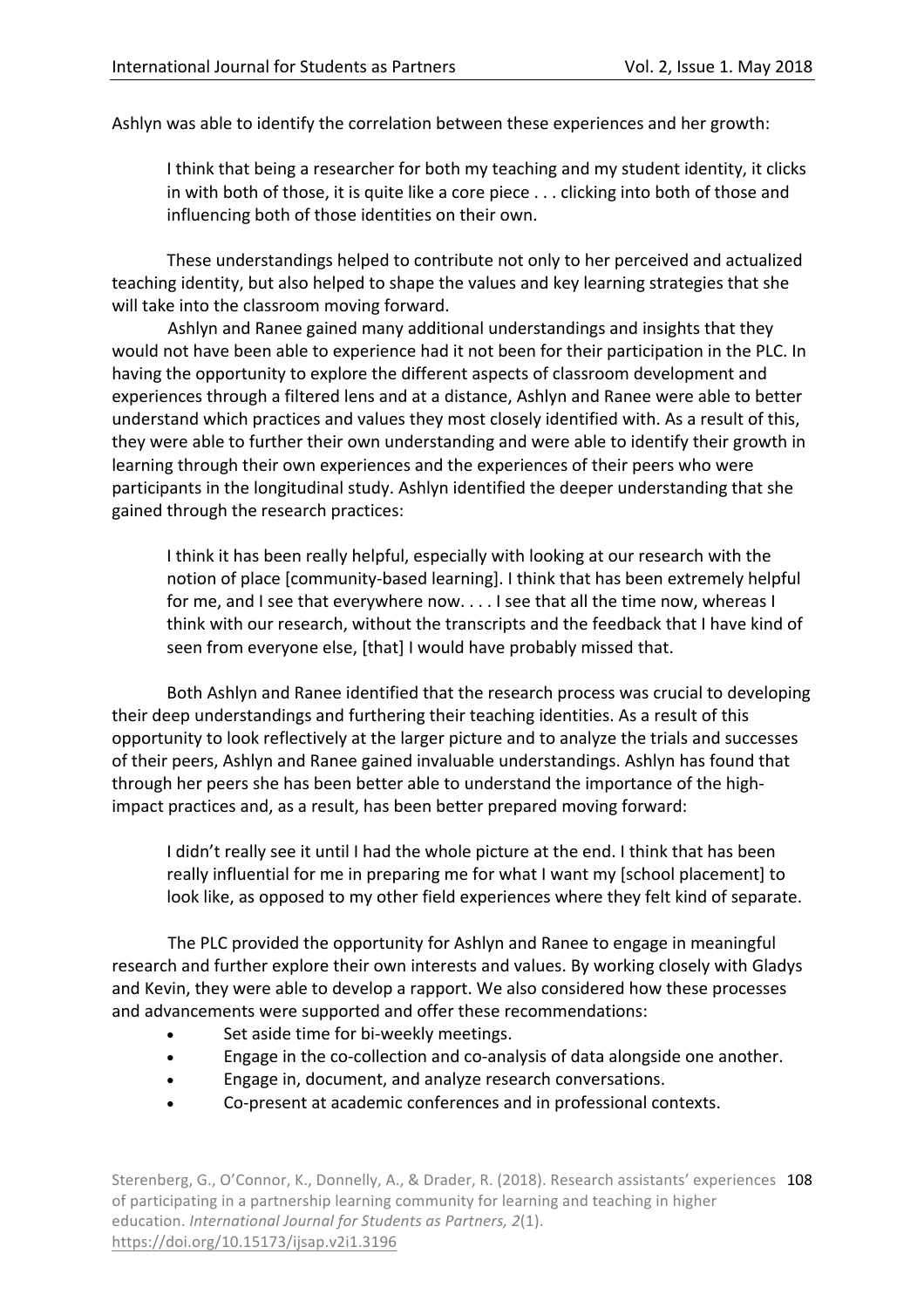Ashlyn was able to identify the correlation between these experiences and her growth:

> I think that being a researcher for both my teaching and my student identity, it clicks in with both of those, it is quite like a core piece . . . clicking into both of those and influencing both of those identities on their own.

These understandings helped to contribute not only to her perceived and actualized teaching identity, but also helped to shape the values and key learning strategies that she will take into the classroom moving forward.

Ashlyn and Ranee gained many additional understandings and insights that they would not have been able to experience had it not been for their participation in the PLC. In having the opportunity to explore the different aspects of classroom development and experiences through a filtered lens and at a distance, Ashlyn and Ranee were able to better understand which practices and values they most closely identified with. As a result of this, they were able to further their own understanding and were able to identify their growth in learning through their own experiences and the experiences of their peers who were participants in the longitudinal study. Ashlyn identified the deeper understanding that she gained through the research practices:

> I think it has been really helpful, especially with looking at our research with the notion of place [community-based learning]. I think that has been extremely helpful for me, and I see that everywhere now. . . . I see that all the time now, whereas I think with our research, without the transcripts and the feedback that I have kind of seen from everyone else, [that] I would have probably missed that.

Both Ashlyn and Ranee identified that the research process was crucial to developing their deep understandings and furthering their teaching identities. As a result of this opportunity to look reflectively at the larger picture and to analyze the trials and successes of their peers, Ashlyn and Ranee gained invaluable understandings. Ashlyn has found that through her peers she has been better able to understand the importance of the high-impact practices and, as a result, has been better prepared moving forward:

> I didn't really see it until I had the whole picture at the end. I think that has been really influential for me in preparing me for what I want my [school placement] to look like, as opposed to my other field experiences where they felt kind of separate.

The PLC provided the opportunity for Ashlyn and Ranee to engage in meaningful research and further explore their own interests and values. By working closely with Gladys and Kevin, they were able to develop a rapport. We also considered how these processes and advancements were supported and offer these recommendations:

- Set aside time for bi-weekly meetings.
- Engage in the co-collection and co-analysis of data alongside one another.
- Engage in, document, and analyze research conversations.
- Co-present at academic conferences and in professional contexts.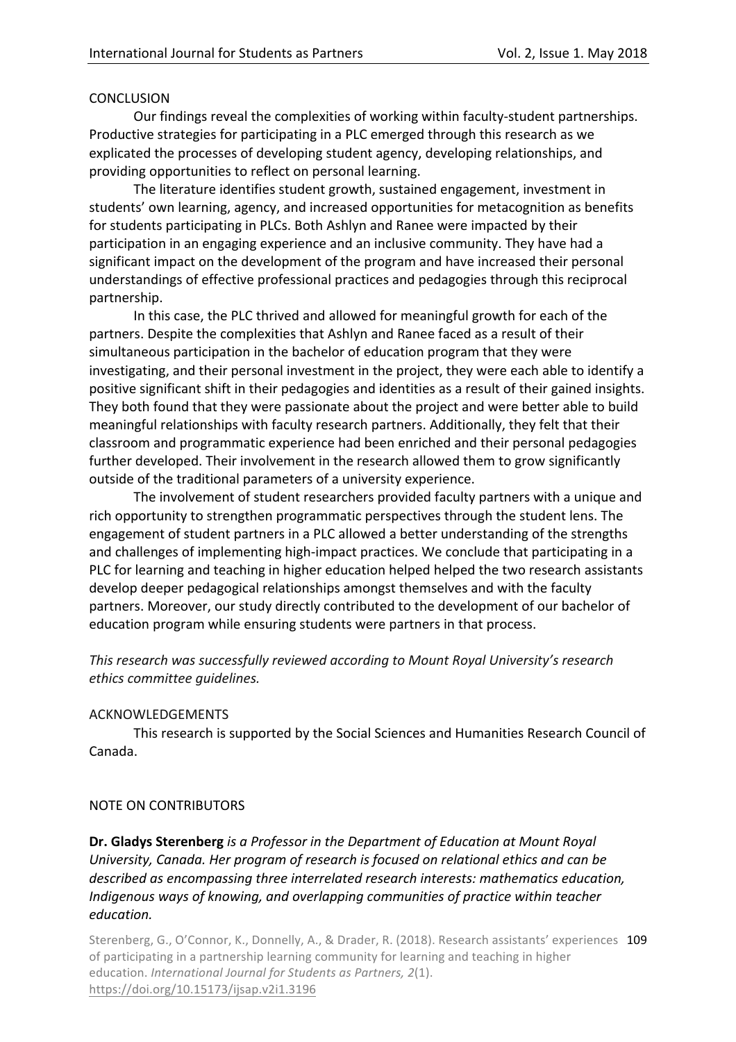## CONCLUSION

Our findings reveal the complexities of working within faculty-student partnerships. Productive strategies for participating in a PLC emerged through this research as we explicated the processes of developing student agency, developing relationships, and providing opportunities to reflect on personal learning.

The literature identifies student growth, sustained engagement, investment in students' own learning, agency, and increased opportunities for metacognition as benefits for students participating in PLCs. Both Ashlyn and Ranee were impacted by their participation in an engaging experience and an inclusive community. They have had a significant impact on the development of the program and have increased their personal understandings of effective professional practices and pedagogies through this reciprocal partnership.

In this case, the PLC thrived and allowed for meaningful growth for each of the partners. Despite the complexities that Ashlyn and Ranee faced as a result of their simultaneous participation in the bachelor of education program that they were investigating, and their personal investment in the project, they were each able to identify a positive significant shift in their pedagogies and identities as a result of their gained insights. They both found that they were passionate about the project and were better able to build meaningful relationships with faculty research partners. Additionally, they felt that their classroom and programmatic experience had been enriched and their personal pedagogies further developed. Their involvement in the research allowed them to grow significantly outside of the traditional parameters of a university experience.

The involvement of student researchers provided faculty partners with a unique and rich opportunity to strengthen programmatic perspectives through the student lens. The engagement of student partners in a PLC allowed a better understanding of the strengths and challenges of implementing high-impact practices. We conclude that participating in a PLC for learning and teaching in higher education helped helped the two research assistants develop deeper pedagogical relationships amongst themselves and with the faculty partners. Moreover, our study directly contributed to the development of our bachelor of education program while ensuring students were partners in that process.

*This research was successfully reviewed according to Mount Royal University's research ethics committee guidelines.*

## ACKNOWLEDGEMENTS

This research is supported by the Social Sciences and Humanities Research Council of Canada.

## NOTE ON CONTRIBUTORS

**Dr. Gladys Sterenberg** *is a Professor in the Department of Education at Mount Royal University, Canada. Her program of research is focused on relational ethics and can be described as encompassing three interrelated research interests: mathematics education, Indigenous ways of knowing, and overlapping communities of practice within teacher education.*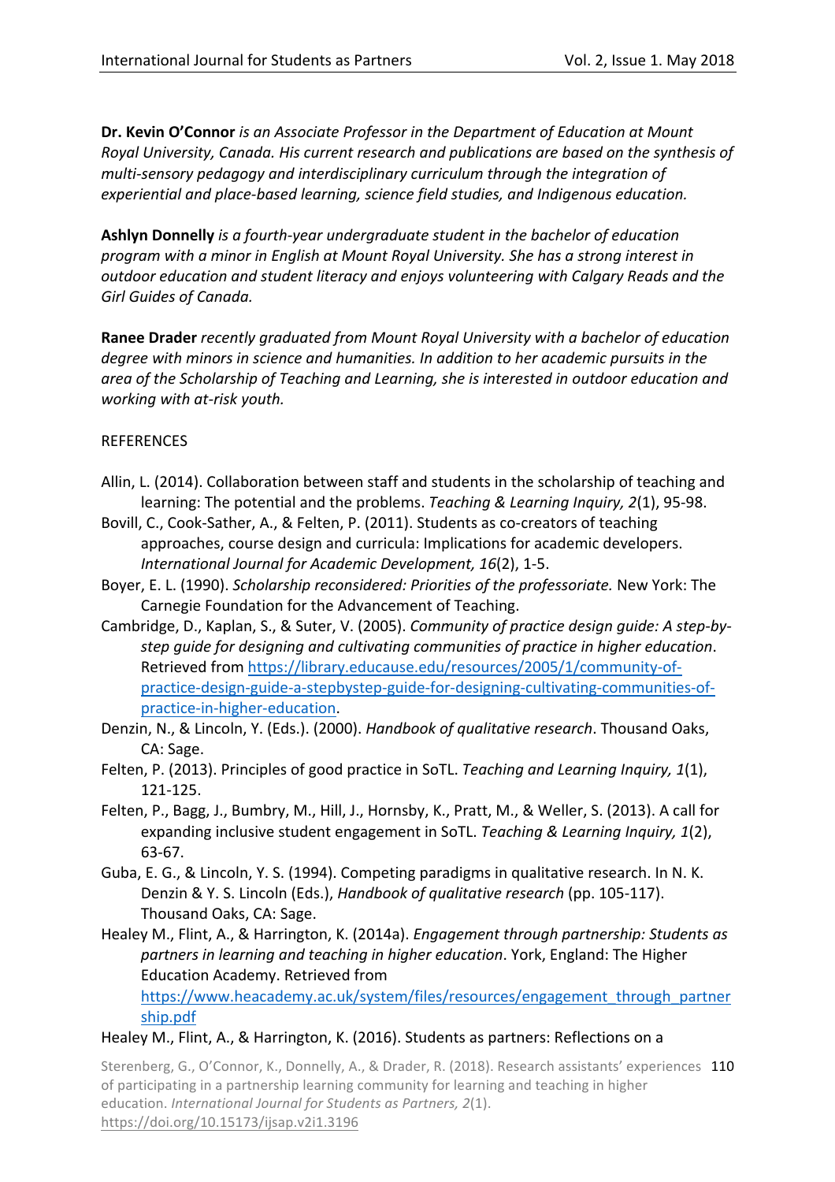**Dr. Kevin O'Connor** *is an Associate Professor in the Department of Education at Mount Royal University, Canada. His current research and publications are based on the synthesis of multi-sensory pedagogy and interdisciplinary curriculum through the integration of experiential and place-based learning, science field studies, and Indigenous education.*

**Ashlyn Donnelly** *is a fourth-year undergraduate student in the bachelor of education program with a minor in English at Mount Royal University. She has a strong interest in outdoor education and student literacy and enjoys volunteering with Calgary Reads and the Girl Guides of Canada.*

**Ranee Drader** *recently graduated from Mount Royal University with a bachelor of education degree with minors in science and humanities. In addition to her academic pursuits in the area of the Scholarship of Teaching and Learning, she is interested in outdoor education and working with at-risk youth.*

REFERENCES

Allin, L. (2014). Collaboration between staff and students in the scholarship of teaching and learning: The potential and the problems. *Teaching & Learning Inquiry, 2*(1), 95-98.

Bovill, C., Cook-Sather, A., & Felten, P. (2011). Students as co-creators of teaching approaches, course design and curricula: Implications for academic developers. *International Journal for Academic Development, 16*(2), 1-5.

Boyer, E. L. (1990). *Scholarship reconsidered: Priorities of the professoriate.* New York: The Carnegie Foundation for the Advancement of Teaching.

Cambridge, D., Kaplan, S., & Suter, V. (2005). *Community of practice design guide: A step-by-step guide for designing and cultivating communities of practice in higher education*. Retrieved from https://library.educause.edu/resources/2005/1/community-of-practice-design-guide-a-stepbystep-guide-for-designing-cultivating-communities-of-practice-in-higher-education.

Denzin, N., & Lincoln, Y. (Eds.). (2000). *Handbook of qualitative research*. Thousand Oaks, CA: Sage.

Felten, P. (2013). Principles of good practice in SoTL. *Teaching and Learning Inquiry, 1*(1), 121-125.

Felten, P., Bagg, J., Bumbry, M., Hill, J., Hornsby, K., Pratt, M., & Weller, S. (2013). A call for expanding inclusive student engagement in SoTL. *Teaching & Learning Inquiry, 1*(2), 63-67.

Guba, E. G., & Lincoln, Y. S. (1994). Competing paradigms in qualitative research. In N. K. Denzin & Y. S. Lincoln (Eds.), *Handbook of qualitative research* (pp. 105-117). Thousand Oaks, CA: Sage.

Healey M., Flint, A., & Harrington, K. (2014a). *Engagement through partnership: Students as partners in learning and teaching in higher education*. York, England: The Higher Education Academy. Retrieved from https://www.heacademy.ac.uk/system/files/resources/engagement_through_partnership.pdf

Healey M., Flint, A., & Harrington, K. (2016). Students as partners: Reflections on a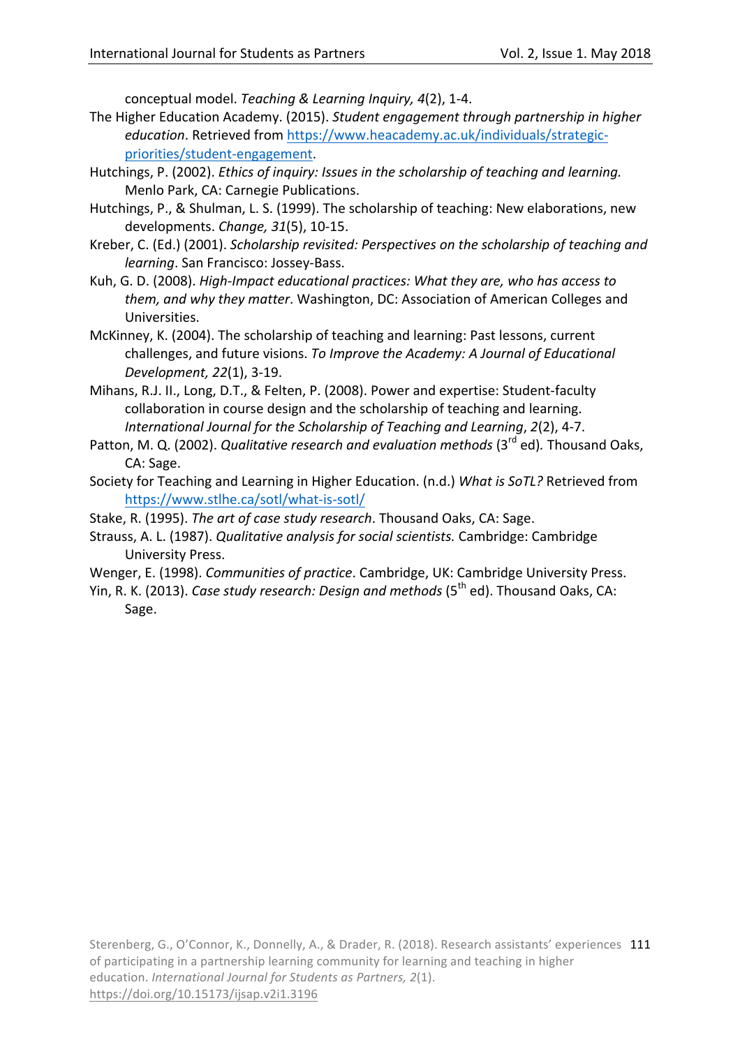conceptual model. *Teaching & Learning Inquiry, 4*(2), 1-4.

The Higher Education Academy. (2015). *Student engagement through partnership in higher education*. Retrieved from https://www.heacademy.ac.uk/individuals/strategic-priorities/student-engagement.

Hutchings, P. (2002). *Ethics of inquiry: Issues in the scholarship of teaching and learning.* Menlo Park, CA: Carnegie Publications.

Hutchings, P., & Shulman, L. S. (1999). The scholarship of teaching: New elaborations, new developments. *Change, 31*(5), 10-15.

Kreber, C. (Ed.) (2001). *Scholarship revisited: Perspectives on the scholarship of teaching and learning*. San Francisco: Jossey-Bass.

Kuh, G. D. (2008). *High-Impact educational practices: What they are, who has access to them, and why they matter*. Washington, DC: Association of American Colleges and Universities.

McKinney, K. (2004). The scholarship of teaching and learning: Past lessons, current challenges, and future visions. *To Improve the Academy: A Journal of Educational Development, 22*(1), 3-19.

Mihans, R.J. II., Long, D.T., & Felten, P. (2008). Power and expertise: Student-faculty collaboration in course design and the scholarship of teaching and learning. *International Journal for the Scholarship of Teaching and Learning*, *2*(2), 4-7.

Patton, M. Q. (2002). *Qualitative research and evaluation methods* (3rd ed)*.* Thousand Oaks, CA: Sage.

Society for Teaching and Learning in Higher Education. (n.d.) *What is SoTL?* Retrieved from https://www.stlhe.ca/sotl/what-is-sotl/

Stake, R. (1995). *The art of case study research*. Thousand Oaks, CA: Sage.

Strauss, A. L. (1987). *Qualitative analysis for social scientists.* Cambridge: Cambridge University Press.

Wenger, E. (1998). *Communities of practice*. Cambridge, UK: Cambridge University Press.

Yin, R. K. (2013). *Case study research: Design and methods* (5th ed). Thousand Oaks, CA: Sage.